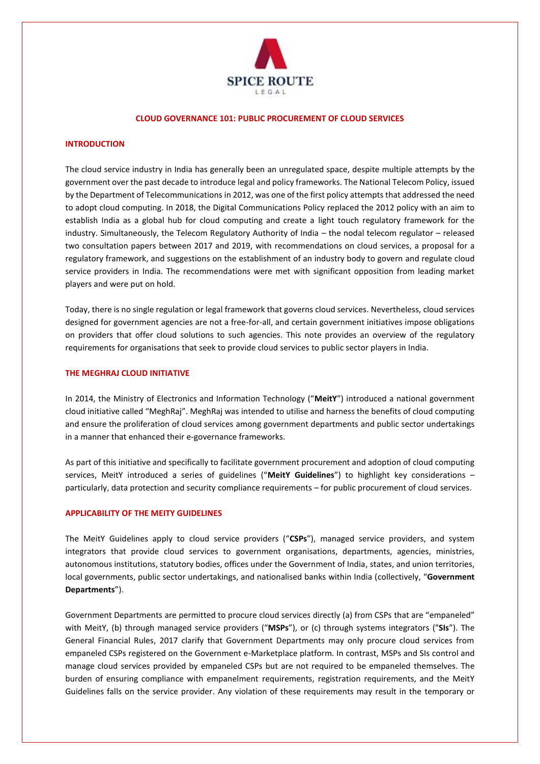# CLOUD GOVERNANCE 101: PUBLIC PROCUREMENT OF CLOUD SERVICES

## INTRODUCTION

The cloud service industry in India has generally been an unregulated space, despite multiple attempts by the government over the past decade to introduce legal and policy frameworks. The National Telecom Policy, issued by the Department of Telecommunications in 2012, was one of the first policy attempts that addressed the need to adopt cloud computing. In 2018, the Digital Communications Policy replaced the 2012 policy with an aim to establish India as a global hub for cloud computing and create a light touch regulatory framework for the industry. Simultaneously, the Telecom Regulatory Authority of India – the nodal telecom regulator – released two consultation papers between 2017 and 2019, with recommendations on cloud services, a proposal for a regulatory framework, and suggestions on the establishment of an industry body to govern and regulate cloud service providers in India. The recommendations were met with significant opposition from leading market players and were put on hold.

Today, there is no single regulation or legal framework that governs cloud services. Nevertheless, cloud services designed for government agencies are not a free-for-all, and certain government initiatives impose obligations on providers that offer cloud solutions to such agencies. This note provides an overview of the regulatory requirements for organisations that seek to provide cloud services to public sector players in India.

## THE MEGHRAJ CLOUD INITIATIVE

In 2014, the Ministry of Electronics and Information Technology ("**MeitY**") introduced a national government cloud initiative called "MeghRaj". MeghRaj was intended to utilise and harness the benefits of cloud computing and ensure the proliferation of cloud services among government departments and public sector undertakings in a manner that enhanced their e-governance frameworks.

As part of this initiative and specifically to facilitate government procurement and adoption of cloud computing services, MeitY introduced a series of guidelines ("**MeitY Guidelines**") to highlight key considerations – particularly, data protection and security compliance requirements – for public procurement of cloud services.

## APPLICABILITY OF THE MEITY GUIDELINES

The MeitY Guidelines apply to cloud service providers ("**CSPs**"), managed service providers, and system integrators that provide cloud services to government organisations, departments, agencies, ministries, autonomous institutions, statutory bodies, offices under the Government of India, states, and union territories, local governments, public sector undertakings, and nationalised banks within India (collectively, "**Government Departments**").

Government Departments are permitted to procure cloud services directly (a) from CSPs that are "empaneled" with MeitY, (b) through managed service providers ("**MSPs**"), or (c) through systems integrators ("**SIs**"). The General Financial Rules, 2017 clarify that Government Departments may only procure cloud services from empaneled CSPs registered on the Government e-Marketplace platform. In contrast, MSPs and SIs control and manage cloud services provided by empaneled CSPs but are not required to be empaneled themselves. The burden of ensuring compliance with empanelment requirements, registration requirements, and the MeitY Guidelines falls on the service provider. Any violation of these requirements may result in the temporary or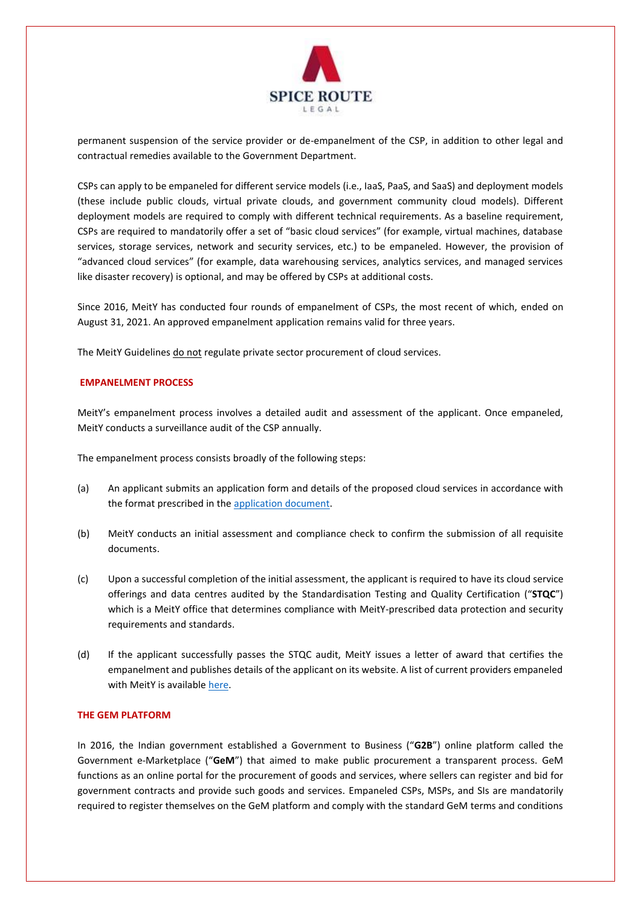permanent suspension of the service provider or de-empanelment of the CSP, in addition to other legal and contractual remedies available to the Government Department.

CSPs can apply to be empaneled for different service models (i.e., IaaS, PaaS, and SaaS) and deployment models (these include public clouds, virtual private clouds, and government community cloud models). Different deployment models are required to comply with different technical requirements. As a baseline requirement, CSPs are required to mandatorily offer a set of "basic cloud services" (for example, virtual machines, database services, storage services, network and security services, etc.) to be empaneled. However, the provision of "advanced cloud services" (for example, data warehousing services, analytics services, and managed services like disaster recovery) is optional, and may be offered by CSPs at additional costs.

Since 2016, MeitY has conducted four rounds of empanelment of CSPs, the most recent of which, ended on August 31, 2021. An approved empanelment application remains valid for three years.

The MeitY Guidelines do not regulate private sector procurement of cloud services.

## EMPANELMENT PROCESS

MeitY's empanelment process involves a detailed audit and assessment of the applicant. Once empaneled, MeitY conducts a surveillance audit of the CSP annually.

The empanelment process consists broadly of the following steps:

(a) An applicant submits an application form and details of the proposed cloud services in accordance with the format prescribed in the application document.

(b) MeitY conducts an initial assessment and compliance check to confirm the submission of all requisite documents.

(c) Upon a successful completion of the initial assessment, the applicant is required to have its cloud service offerings and data centres audited by the Standardisation Testing and Quality Certification ("**STQC**") which is a MeitY office that determines compliance with MeitY-prescribed data protection and security requirements and standards.

(d) If the applicant successfully passes the STQC audit, MeitY issues a letter of award that certifies the empanelment and publishes details of the applicant on its website. A list of current providers empaneled with MeitY is available here.

## THE GEM PLATFORM

In 2016, the Indian government established a Government to Business ("**G2B**") online platform called the Government e-Marketplace ("**GeM**") that aimed to make public procurement a transparent process. GeM functions as an online portal for the procurement of goods and services, where sellers can register and bid for government contracts and provide such goods and services. Empaneled CSPs, MSPs, and SIs are mandatorily required to register themselves on the GeM platform and comply with the standard GeM terms and conditions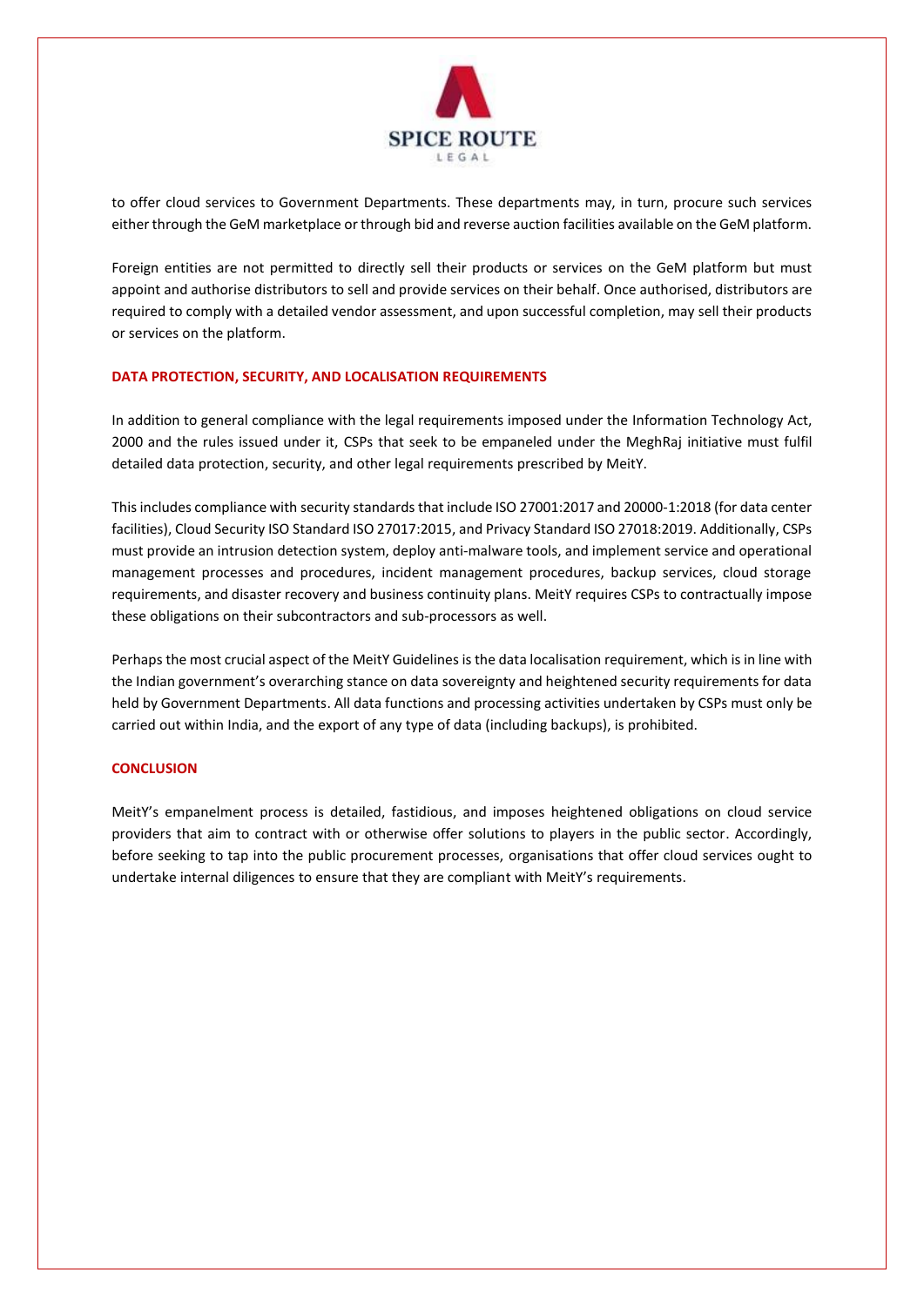to offer cloud services to Government Departments. These departments may, in turn, procure such services either through the GeM marketplace or through bid and reverse auction facilities available on the GeM platform.

Foreign entities are not permitted to directly sell their products or services on the GeM platform but must appoint and authorise distributors to sell and provide services on their behalf. Once authorised, distributors are required to comply with a detailed vendor assessment, and upon successful completion, may sell their products or services on the platform.

## DATA PROTECTION, SECURITY, AND LOCALISATION REQUIREMENTS

In addition to general compliance with the legal requirements imposed under the Information Technology Act, 2000 and the rules issued under it, CSPs that seek to be empaneled under the MeghRaj initiative must fulfil detailed data protection, security, and other legal requirements prescribed by MeitY.

This includes compliance with security standards that include ISO 27001:2017 and 20000-1:2018 (for data center facilities), Cloud Security ISO Standard ISO 27017:2015, and Privacy Standard ISO 27018:2019. Additionally, CSPs must provide an intrusion detection system, deploy anti-malware tools, and implement service and operational management processes and procedures, incident management procedures, backup services, cloud storage requirements, and disaster recovery and business continuity plans. MeitY requires CSPs to contractually impose these obligations on their subcontractors and sub-processors as well.

Perhaps the most crucial aspect of the MeitY Guidelines is the data localisation requirement, which is in line with the Indian government's overarching stance on data sovereignty and heightened security requirements for data held by Government Departments. All data functions and processing activities undertaken by CSPs must only be carried out within India, and the export of any type of data (including backups), is prohibited.

## CONCLUSION

MeitY's empanelment process is detailed, fastidious, and imposes heightened obligations on cloud service providers that aim to contract with or otherwise offer solutions to players in the public sector. Accordingly, before seeking to tap into the public procurement processes, organisations that offer cloud services ought to undertake internal diligences to ensure that they are compliant with MeitY's requirements.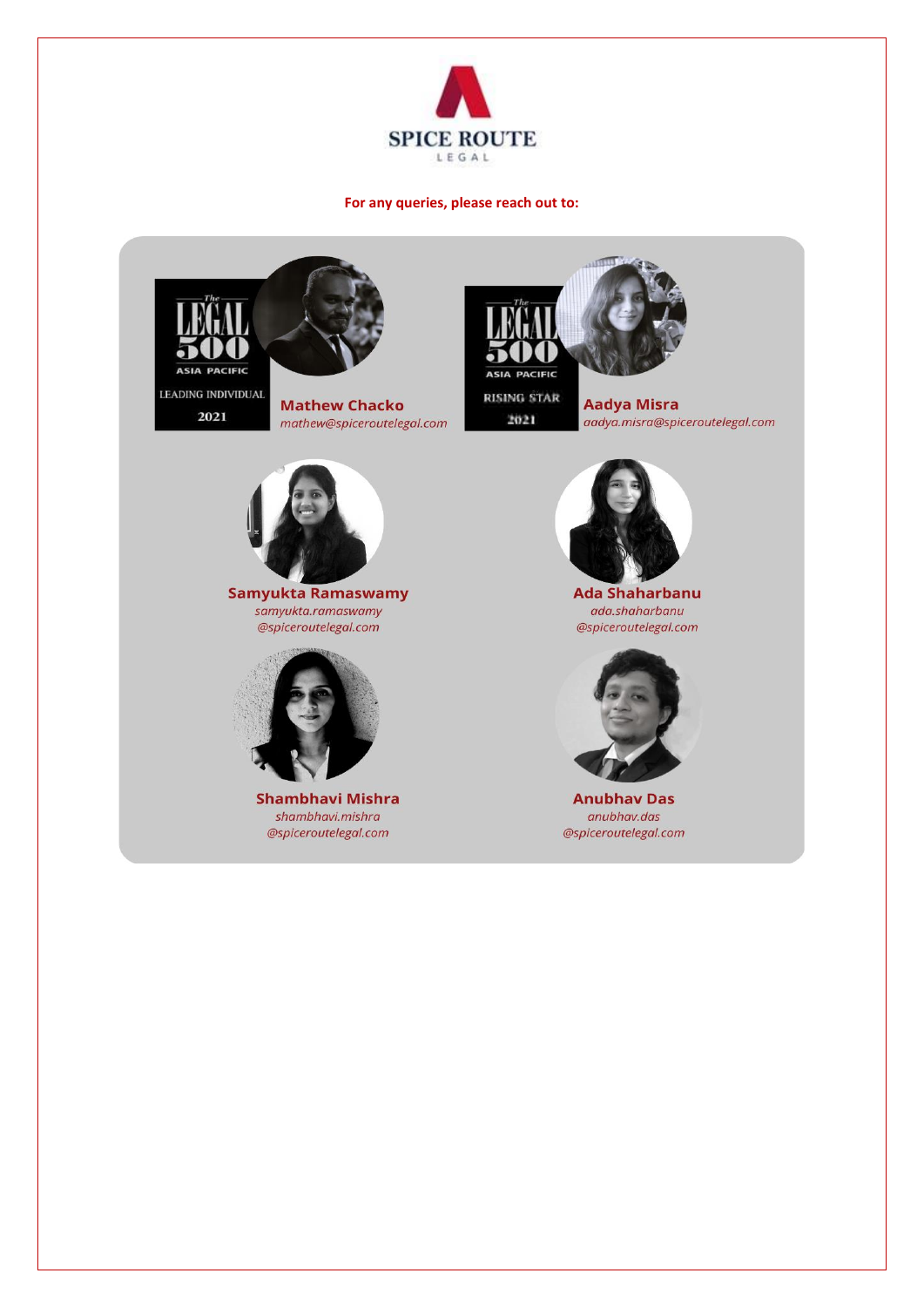SPICE ROUTE
LEGAL

**For any queries, please reach out to:**

The LEGAL 500 ASIA PACIFIC
LEADING INDIVIDUAL
2021

**Mathew Chacko**
*mathew@spiceroutelegal.com*

The LEGAL 500 ASIA PACIFIC
RISING STAR
2021

**Aadya Misra**
*aadya.misra@spiceroutelegal.com*

**Samyukta Ramaswamy**
*samyukta.ramaswamy@spiceroutelegal.com*

**Ada Shaharbanu**
*ada.shaharbanu@spiceroutelegal.com*

**Shambhavi Mishra**
*shambhavi.mishra@spiceroutelegal.com*

**Anubhav Das**
*anubhav.das@spiceroutelegal.com*